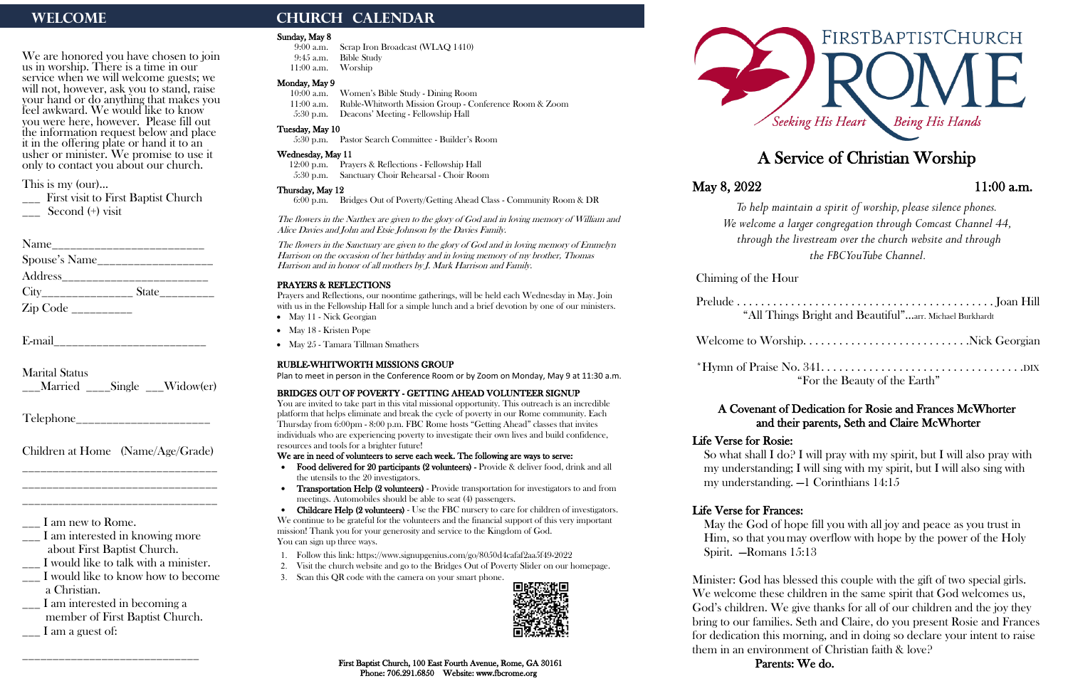## WELCOME

We are honored you have chosen to join us in worship. There is a time in our service when we will welcome guests; we will not, however, ask you to stand, raise your hand or do anything that makes you feel awkward. We would like to know you were here, however. Please fill out the information request below and place it in the offering plate or hand it to an usher or minister. We promise to use it only to contact you about our church.

This is my (our)...

\_\_\_ First visit to First Baptist Church
\_\_\_ Second (+) visit

Name\_\_\_\_\_\_\_\_\_\_\_\_\_\_\_\_\_\_\_\_\_\_\_\_\_

Spouse's Name\_\_\_\_\_\_\_\_\_\_\_\_\_\_\_\_\_\_\_\_

Address\_\_\_\_\_\_\_\_\_\_\_\_\_\_\_\_\_\_\_\_\_\_\_\_

City\_\_\_\_\_\_\_\_\_\_\_\_\_\_\_ State\_\_\_\_\_\_\_\_\_

Zip Code \_\_\_\_\_\_\_\_\_\_

E-mail\_\_\_\_\_\_\_\_\_\_\_\_\_\_\_\_\_\_\_\_\_\_\_\_\_\_

Marital Status
\_\_\_Married \_\_\_\_Single \_\_\_Widow(er)

Telephone\_\_\_\_\_\_\_\_\_\_\_\_\_\_\_\_\_\_\_\_\_\_

Children at Home (Name/Age/Grade)

\_\_\_\_\_\_\_\_\_\_\_\_\_\_\_\_\_\_\_\_\_\_\_\_\_\_\_\_\_\_\_\_
\_\_\_\_\_\_\_\_\_\_\_\_\_\_\_\_\_\_\_\_\_\_\_\_\_\_\_\_\_\_\_\_
\_\_\_\_\_\_\_\_\_\_\_\_\_\_\_\_\_\_\_\_\_\_\_\_\_\_\_\_\_\_\_\_

\_\_\_ I am new to Rome.
\_\_\_ I am interested in knowing more about First Baptist Church.
\_\_\_ I would like to talk with a minister.
\_\_\_ I would like to know how to become a Christian.
\_\_\_ I am interested in becoming a member of First Baptist Church.
\_\_\_ I am a guest of:

\_\_\_\_\_\_\_\_\_\_\_\_\_\_\_\_\_\_\_\_\_\_\_\_\_\_\_\_\_\_

## CHURCH CALENDAR

**Sunday, May 8**
9:00 a.m. Scrap Iron Broadcast (WLAQ 1410)
9:45 a.m. Bible Study
11:00 a.m. Worship

**Monday, May 9**
10:00 a.m. Women's Bible Study - Dining Room
11:00 a.m. Ruble-Whitworth Mission Group - Conference Room & Zoom
5:30 p.m. Deacons' Meeting - Fellowship Hall

**Tuesday, May 10**
5:30 p.m. Pastor Search Committee - Builder's Room

**Wednesday, May 11**
12:00 p.m. Prayers & Reflections - Fellowship Hall
5:30 p.m. Sanctuary Choir Rehearsal - Choir Room

**Thursday, May 12**
6:00 p.m. Bridges Out of Poverty/Getting Ahead Class - Community Room & DR

*The flowers in the Narthex are given to the glory of God and in loving memory of William and Alice Davies and John and Etsie Johnson by the Davies Family.*

*The flowers in the Sanctuary are given to the glory of God and in loving memory of Emmelyn Harrison on the occasion of her birthday and in loving memory of my brother, Thomas Harrison and in honor of all mothers by J. Mark Harrison and Family.*

**PRAYERS & REFLECTIONS**
Prayers and Reflections, our noontime gatherings, will be held each Wednesday in May. Join with us in the Fellowship Hall for a simple lunch and a brief devotion by one of our ministers.

- May 11 - Nick Georgian
- May 18 - Kristen Pope
- May 25 - Tamara Tillman Smathers

**RUBLE-WHITWORTH MISSIONS GROUP**
Plan to meet in person in the Conference Room or by Zoom on Monday, May 9 at 11:30 a.m.

**BRIDGES OUT OF POVERTY - GETTING AHEAD VOLUNTEER SIGNUP**
You are invited to take part in this vital missional opportunity. This outreach is an incredible platform that helps eliminate and break the cycle of poverty in our Rome community. Each Thursday from 6:00pm - 8:00 p.m. FBC Rome hosts "Getting Ahead" classes that invites individuals who are experiencing poverty to investigate their own lives and build confidence, resources and tools for a brighter future!

**We are in need of volunteers to serve each week. The following are ways to serve:**

- **Food delivered for 20 participants (2 volunteers)** - Provide & deliver food, drink and all the utensils to the 20 investigators.
- **Transportation Help (2 volunteers)** - Provide transportation for investigators to and from meetings. Automobiles should be able to seat (4) passengers.
- **Childcare Help (2 volunteers)** - Use the FBC nursery to care for children of investigators.

We continue to be grateful for the volunteers and the financial support of this very important mission! Thank you for your generosity and service to the Kingdom of God.
You can sign up three ways.

1. Follow this link: https://www.signupgenius.com/go/8050d4cafaf2aa5f49-2022
2. Visit the church website and go to the Bridges Out of Poverty Slider on our homepage.
3. Scan this QR code with the camera on your smart phone.

**First Baptist Church, 100 East Fourth Avenue, Rome, GA 30161**
**Phone: 706.291.6850 Website: www.fbcrome.org**

FIRSTBAPTISTCHURCH ROME
*Seeking His Heart Being His Hands*

# A Service of Christian Worship

**May 8, 2022** **11:00 a.m.**

*To help maintain a spirit of worship, please silence phones. We welcome a larger congregation through Comcast Channel 44, through the livestream over the church website and through the FBCYouTube Channel.*

Chiming of the Hour

Prelude . . . . . . . . . . . . . . . . . . . . . . . . . . . . . . . . . . . . . . . . . .Joan Hill
"All Things Bright and Beautiful"...arr. Michael Burkhardt

Welcome to Worship. . . . . . . . . . . . . . . . . . . . . . . . . . .Nick Georgian

*Hymn of Praise No. 341. . . . . . . . . . . . . . . . . . . . . . . . . . . . . . . . .DIX
"For the Beauty of the Earth"

### A Covenant of Dedication for Rosie and Frances McWhorter and their parents, Seth and Claire McWhorter

**Life Verse for Rosie:**
So what shall I do? I will pray with my spirit, but I will also pray with my understanding; I will sing with my spirit, but I will also sing with my understanding. —1 Corinthians 14:15

**Life Verse for Frances:**
May the God of hope fill you with all joy and peace as you trust in Him, so that you may overflow with hope by the power of the Holy Spirit. —Romans 15:13

Minister: God has blessed this couple with the gift of two special girls. We welcome these children in the same spirit that God welcomes us, God's children. We give thanks for all of our children and the joy they bring to our families. Seth and Claire, do you present Rosie and Frances for dedication this morning, and in doing so declare your intent to raise them in an environment of Christian faith & love?

**Parents: We do.**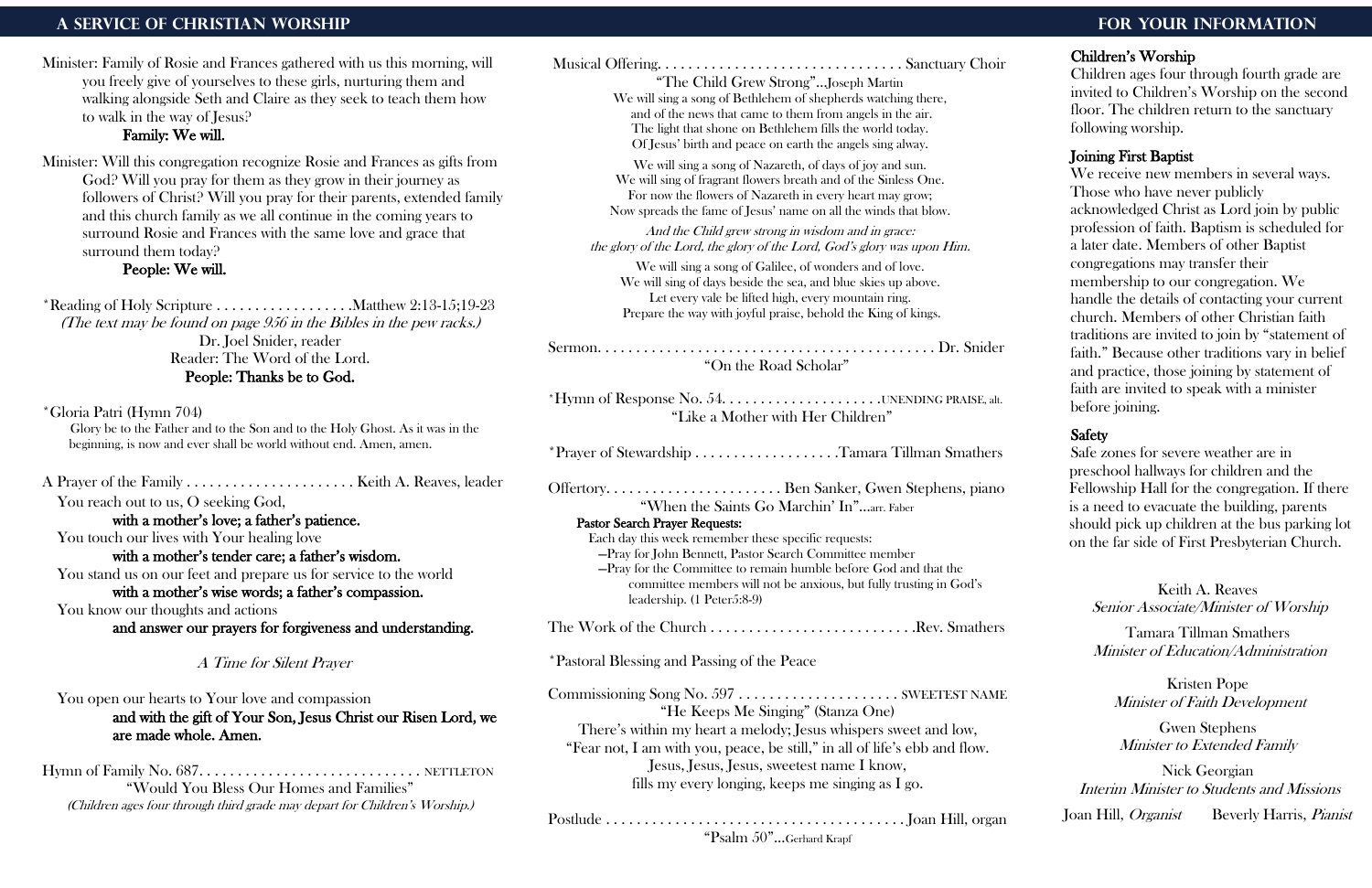## A SERVICE OF CHRISTIAN WORSHIP

Minister: Family of Rosie and Frances gathered with us this morning, will you freely give of yourselves to these girls, nurturing them and walking alongside Seth and Claire as they seek to teach them how to walk in the way of Jesus?

**Family: We will.**

Minister: Will this congregation recognize Rosie and Frances as gifts from God? Will you pray for them as they grow in their journey as followers of Christ? Will you pray for their parents, extended family and this church family as we all continue in the coming years to surround Rosie and Frances with the same love and grace that surround them today?

**People: We will.**

*Reading of Holy Scripture . . . . . . . . . . . . . . . . . .Matthew 2:13-15;19-23

*(The text may be found on page 956 in the Bibles in the pew racks.)*

Dr. Joel Snider, reader

Reader: The Word of the Lord.

**People: Thanks be to God.**

*Gloria Patri (Hymn 704)

Glory be to the Father and to the Son and to the Holy Ghost. As it was in the beginning, is now and ever shall be world without end. Amen, amen.

A Prayer of the Family . . . . . . . . . . . . . . . . . . . . . . Keith A. Reaves, leader

You reach out to us, O seeking God,

**with a mother's love; a father's patience.**

You touch our lives with Your healing love

**with a mother's tender care; a father's wisdom.**

You stand us on our feet and prepare us for service to the world

**with a mother's wise words; a father's compassion.**

You know our thoughts and actions

**and answer our prayers for forgiveness and understanding.**

*A Time for Silent Prayer*

You open our hearts to Your love and compassion

**and with the gift of Your Son, Jesus Christ our Risen Lord, we are made whole. Amen.**

Hymn of Family No. 687. . . . . . . . . . . . . . . . . . . . . . . . . . . . . NETTLETON

"Would You Bless Our Homes and Families"

*(Children ages four through third grade may depart for Children's Worship.)*

Musical Offering. . . . . . . . . . . . . . . . . . . . . . . . . . . . . . . Sanctuary Choir

"The Child Grew Strong"...Joseph Martin

We will sing a song of Bethlehem of shepherds watching there,
and of the news that came to them from angels in the air.
The light that shone on Bethlehem fills the world today.
Of Jesus' birth and peace on earth the angels sing alway.

We will sing a song of Nazareth, of days of joy and sun.
We will sing of fragrant flowers breath and of the Sinless One.
For now the flowers of Nazareth in every heart may grow;
Now spreads the fame of Jesus' name on all the winds that blow.

*And the Child grew strong in wisdom and in grace:*
*the glory of the Lord, the glory of the Lord, God's glory was upon Him.*

We will sing a song of Galilee, of wonders and of love.
We will sing of days beside the sea, and blue skies up above.
Let every vale be lifted high, every mountain ring.
Prepare the way with joyful praise, behold the King of kings.

Sermon. . . . . . . . . . . . . . . . . . . . . . . . . . . . . . . . . . . . . . . . . . . Dr. Snider

"On the Road Scholar"

*Hymn of Response No. 54. . . . . . . . . . . . . . . . . . . . .UNENDING PRAISE, alt.

"Like a Mother with Her Children"

*Prayer of Stewardship . . . . . . . . . . . . . . . . . .Tamara Tillman Smathers

Offertory. . . . . . . . . . . . . . . . . . . . . . . Ben Sanker, Gwen Stephens, piano

"When the Saints Go Marchin' In"...arr. Faber

**Pastor Search Prayer Requests:**

Each day this week remember these specific requests:

—Pray for John Bennett, Pastor Search Committee member

—Pray for the Committee to remain humble before God and that the committee members will not be anxious, but fully trusting in God's leadership. (1 Peter5:8-9)

The Work of the Church . . . . . . . . . . . . . . . . . . . . . . . . . .Rev. Smathers

*Pastoral Blessing and Passing of the Peace

Commissioning Song No. 597 . . . . . . . . . . . . . . . . . . . . . SWEETEST NAME

"He Keeps Me Singing" (Stanza One)

There's within my heart a melody; Jesus whispers sweet and low,
"Fear not, I am with you, peace, be still," in all of life's ebb and flow.
Jesus, Jesus, Jesus, sweetest name I know,
fills my every longing, keeps me singing as I go.

Postlude . . . . . . . . . . . . . . . . . . . . . . . . . . . . . . . . . . . . . . Joan Hill, organ

"Psalm 50"...Gerhard Krapf

## FOR YOUR INFORMATION

**Children's Worship**

Children ages four through fourth grade are invited to Children's Worship on the second floor. The children return to the sanctuary following worship.

**Joining First Baptist**

We receive new members in several ways. Those who have never publicly acknowledged Christ as Lord join by public profession of faith. Baptism is scheduled for a later date. Members of other Baptist congregations may transfer their membership to our congregation. We handle the details of contacting your current church. Members of other Christian faith traditions are invited to join by "statement of faith." Because other traditions vary in belief and practice, those joining by statement of faith are invited to speak with a minister before joining.

**Safety**

Safe zones for severe weather are in preschool hallways for children and the Fellowship Hall for the congregation. If there is a need to evacuate the building, parents should pick up children at the bus parking lot on the far side of First Presbyterian Church.

Keith A. Reaves
*Senior Associate/Minister of Worship*

Tamara Tillman Smathers
*Minister of Education/Administration*

Kristen Pope
*Minister of Faith Development*

Gwen Stephens
*Minister to Extended Family*

Nick Georgian
*Interim Minister to Students and Missions*

Joan Hill, *Organist* Beverly Harris, *Pianist*